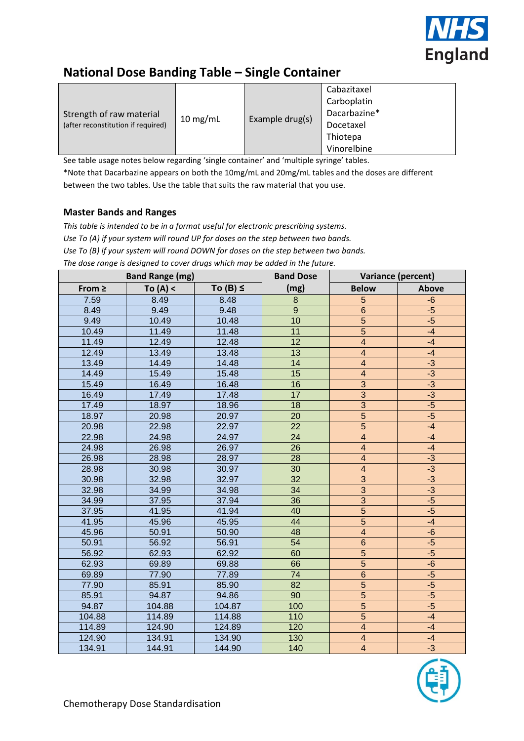# National Dose Banding Table – Single Container

| Strength of raw material (after reconstitution if required) | 10 mg/mL | Example drug(s) | Cabazitaxel<br>Carboplatin<br>Dacarbazine*<br>Docetaxel<br>Thiotepa<br>Vinorelbine |
|---|---|---|---|

See table usage notes below regarding 'single container' and 'multiple syringe' tables.

*Note that Dacarbazine appears on both the 10mg/mL and 20mg/mL tables and the doses are different between the two tables. Use the table that suits the raw material that you use.

## Master Bands and Ranges

*This table is intended to be in a format useful for electronic prescribing systems.*

*Use To (A) if your system will round UP for doses on the step between two bands.*

*Use To (B) if your system will round DOWN for doses on the step between two bands.*

*The dose range is designed to cover drugs which may be added in the future.*

| Band Range (mg) | | | Band Dose | Variance (percent) | |
|---|---|---|---|---|---|
| From ≥ | To (A) < | To (B) ≤ | (mg) | Below | Above |
| 7.59 | 8.49 | 8.48 | 8 | 5 | -6 |
| 8.49 | 9.49 | 9.48 | 9 | 6 | -5 |
| 9.49 | 10.49 | 10.48 | 10 | 5 | -5 |
| 10.49 | 11.49 | 11.48 | 11 | 5 | -4 |
| 11.49 | 12.49 | 12.48 | 12 | 4 | -4 |
| 12.49 | 13.49 | 13.48 | 13 | 4 | -4 |
| 13.49 | 14.49 | 14.48 | 14 | 4 | -3 |
| 14.49 | 15.49 | 15.48 | 15 | 4 | -3 |
| 15.49 | 16.49 | 16.48 | 16 | 3 | -3 |
| 16.49 | 17.49 | 17.48 | 17 | 3 | -3 |
| 17.49 | 18.97 | 18.96 | 18 | 3 | -5 |
| 18.97 | 20.98 | 20.97 | 20 | 5 | -5 |
| 20.98 | 22.98 | 22.97 | 22 | 5 | -4 |
| 22.98 | 24.98 | 24.97 | 24 | 4 | -4 |
| 24.98 | 26.98 | 26.97 | 26 | 4 | -4 |
| 26.98 | 28.98 | 28.97 | 28 | 4 | -3 |
| 28.98 | 30.98 | 30.97 | 30 | 4 | -3 |
| 30.98 | 32.98 | 32.97 | 32 | 3 | -3 |
| 32.98 | 34.99 | 34.98 | 34 | 3 | -3 |
| 34.99 | 37.95 | 37.94 | 36 | 3 | -5 |
| 37.95 | 41.95 | 41.94 | 40 | 5 | -5 |
| 41.95 | 45.96 | 45.95 | 44 | 5 | -4 |
| 45.96 | 50.91 | 50.90 | 48 | 4 | -6 |
| 50.91 | 56.92 | 56.91 | 54 | 6 | -5 |
| 56.92 | 62.93 | 62.92 | 60 | 5 | -5 |
| 62.93 | 69.89 | 69.88 | 66 | 5 | -6 |
| 69.89 | 77.90 | 77.89 | 74 | 6 | -5 |
| 77.90 | 85.91 | 85.90 | 82 | 5 | -5 |
| 85.91 | 94.87 | 94.86 | 90 | 5 | -5 |
| 94.87 | 104.88 | 104.87 | 100 | 5 | -5 |
| 104.88 | 114.89 | 114.88 | 110 | 5 | -4 |
| 114.89 | 124.90 | 124.89 | 120 | 4 | -4 |
| 124.90 | 134.91 | 134.90 | 130 | 4 | -4 |
| 134.91 | 144.91 | 144.90 | 140 | 4 | -3 |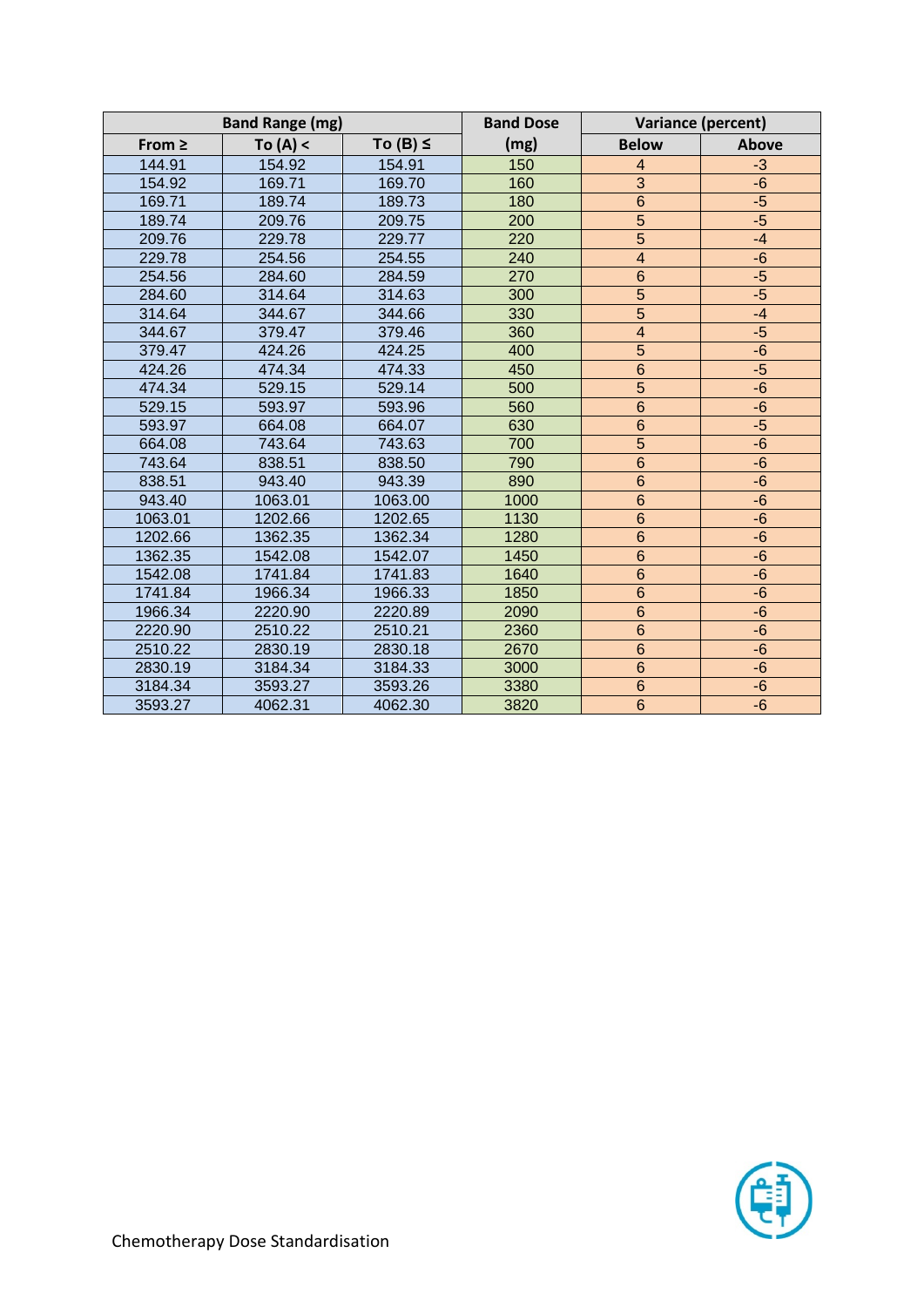| Band Range (mg) | | | Band Dose | Variance (percent) | |
|---|---|---|---|---|---|
| From ≥ | To (A) < | To (B) ≤ | (mg) | Below | Above |
| 144.91 | 154.92 | 154.91 | 150 | 4 | -3 |
| 154.92 | 169.71 | 169.70 | 160 | 3 | -6 |
| 169.71 | 189.74 | 189.73 | 180 | 6 | -5 |
| 189.74 | 209.76 | 209.75 | 200 | 5 | -5 |
| 209.76 | 229.78 | 229.77 | 220 | 5 | -4 |
| 229.78 | 254.56 | 254.55 | 240 | 4 | -6 |
| 254.56 | 284.60 | 284.59 | 270 | 6 | -5 |
| 284.60 | 314.64 | 314.63 | 300 | 5 | -5 |
| 314.64 | 344.67 | 344.66 | 330 | 5 | -4 |
| 344.67 | 379.47 | 379.46 | 360 | 4 | -5 |
| 379.47 | 424.26 | 424.25 | 400 | 5 | -6 |
| 424.26 | 474.34 | 474.33 | 450 | 6 | -5 |
| 474.34 | 529.15 | 529.14 | 500 | 5 | -6 |
| 529.15 | 593.97 | 593.96 | 560 | 6 | -6 |
| 593.97 | 664.08 | 664.07 | 630 | 6 | -5 |
| 664.08 | 743.64 | 743.63 | 700 | 5 | -6 |
| 743.64 | 838.51 | 838.50 | 790 | 6 | -6 |
| 838.51 | 943.40 | 943.39 | 890 | 6 | -6 |
| 943.40 | 1063.01 | 1063.00 | 1000 | 6 | -6 |
| 1063.01 | 1202.66 | 1202.65 | 1130 | 6 | -6 |
| 1202.66 | 1362.35 | 1362.34 | 1280 | 6 | -6 |
| 1362.35 | 1542.08 | 1542.07 | 1450 | 6 | -6 |
| 1542.08 | 1741.84 | 1741.83 | 1640 | 6 | -6 |
| 1741.84 | 1966.34 | 1966.33 | 1850 | 6 | -6 |
| 1966.34 | 2220.90 | 2220.89 | 2090 | 6 | -6 |
| 2220.90 | 2510.22 | 2510.21 | 2360 | 6 | -6 |
| 2510.22 | 2830.19 | 2830.18 | 2670 | 6 | -6 |
| 2830.19 | 3184.34 | 3184.33 | 3000 | 6 | -6 |
| 3184.34 | 3593.27 | 3593.26 | 3380 | 6 | -6 |
| 3593.27 | 4062.31 | 4062.30 | 3820 | 6 | -6 |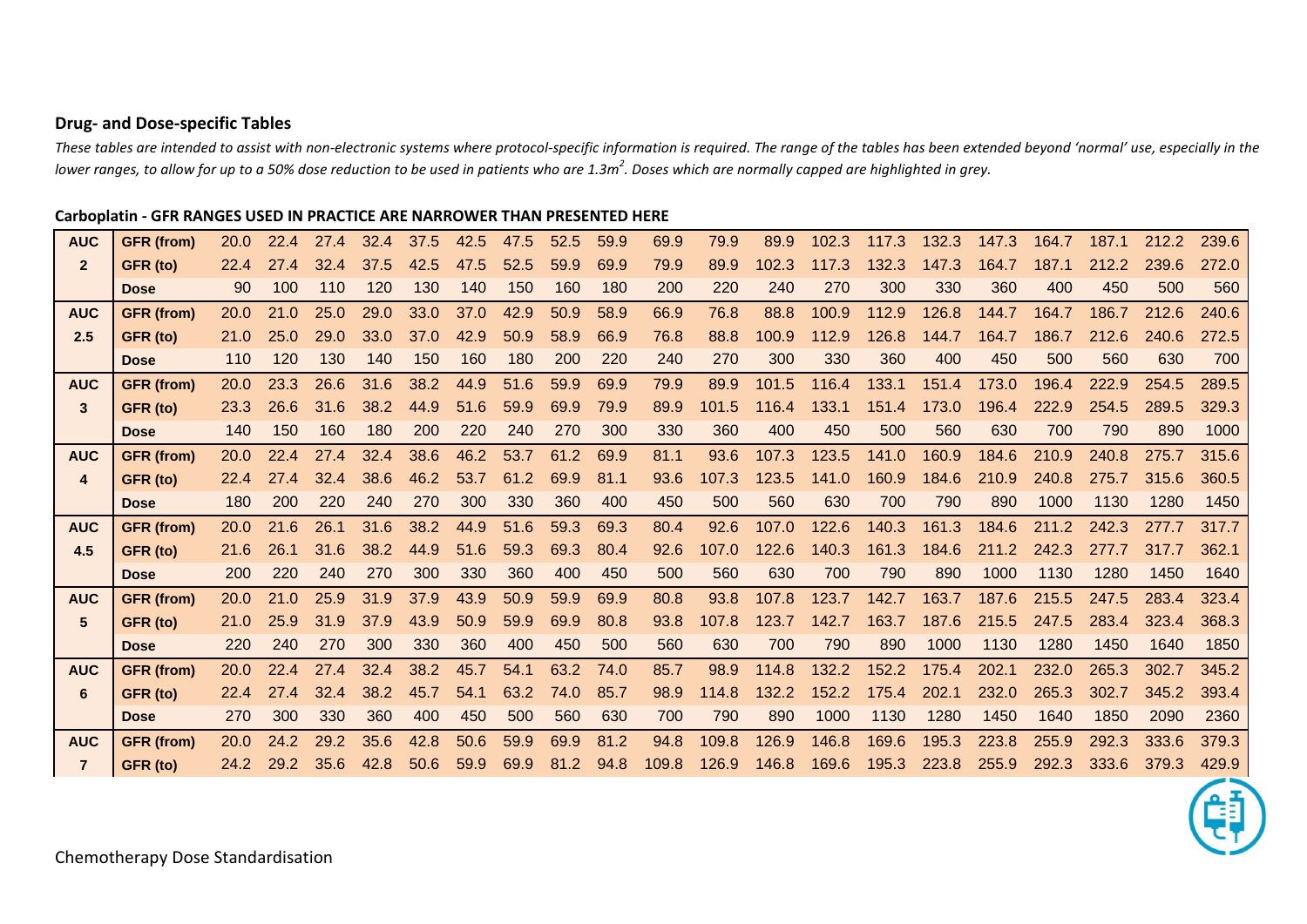### Drug- and Dose-specific Tables

*These tables are intended to assist with non-electronic systems where protocol-specific information is required. The range of the tables has been extended beyond 'normal' use, especially in the lower ranges, to allow for up to a 50% dose reduction to be used in patients who are 1.3m². Doses which are normally capped are highlighted in grey.*

**Carboplatin - GFR RANGES USED IN PRACTICE ARE NARROWER THAN PRESENTED HERE**

| AUC | | | | | | | | | | | | | | | | | | | | | |
|---|---|---|---|---|---|---|---|---|---|---|---|---|---|---|---|---|---|---|---|---|---|
| **AUC 2** | **GFR (from)** | 20.0 | 22.4 | 27.4 | 32.4 | 37.5 | 42.5 | 47.5 | 52.5 | 59.9 | 69.9 | 79.9 | 89.9 | 102.3 | 117.3 | 132.3 | 147.3 | 164.7 | 187.1 | 212.2 | 239.6 |
| | **GFR (to)** | 22.4 | 27.4 | 32.4 | 37.5 | 42.5 | 47.5 | 52.5 | 59.9 | 69.9 | 79.9 | 89.9 | 102.3 | 117.3 | 132.3 | 147.3 | 164.7 | 187.1 | 212.2 | 239.6 | 272.0 |
| | **Dose** | 90 | 100 | 110 | 120 | 130 | 140 | 150 | 160 | 180 | 200 | 220 | 240 | 270 | 300 | 330 | 360 | 400 | 450 | 500 | 560 |
| **AUC 2.5** | **GFR (from)** | 20.0 | 21.0 | 25.0 | 29.0 | 33.0 | 37.0 | 42.9 | 50.9 | 58.9 | 66.9 | 76.8 | 88.8 | 100.9 | 112.9 | 126.8 | 144.7 | 164.7 | 186.7 | 212.6 | 240.6 |
| | **GFR (to)** | 21.0 | 25.0 | 29.0 | 33.0 | 37.0 | 42.9 | 50.9 | 58.9 | 66.9 | 76.8 | 88.8 | 100.9 | 112.9 | 126.8 | 144.7 | 164.7 | 186.7 | 212.6 | 240.6 | 272.5 |
| | **Dose** | 110 | 120 | 130 | 140 | 150 | 160 | 180 | 200 | 220 | 240 | 270 | 300 | 330 | 360 | 400 | 450 | 500 | 560 | 630 | 700 |
| **AUC 3** | **GFR (from)** | 20.0 | 23.3 | 26.6 | 31.6 | 38.2 | 44.9 | 51.6 | 59.9 | 69.9 | 79.9 | 89.9 | 101.5 | 116.4 | 133.1 | 151.4 | 173.0 | 196.4 | 222.9 | 254.5 | 289.5 |
| | **GFR (to)** | 23.3 | 26.6 | 31.6 | 38.2 | 44.9 | 51.6 | 59.9 | 69.9 | 79.9 | 89.9 | 101.5 | 116.4 | 133.1 | 151.4 | 173.0 | 196.4 | 222.9 | 254.5 | 289.5 | 329.3 |
| | **Dose** | 140 | 150 | 160 | 180 | 200 | 220 | 240 | 270 | 300 | 330 | 360 | 400 | 450 | 500 | 560 | 630 | 700 | 790 | 890 | 1000 |
| **AUC 4** | **GFR (from)** | 20.0 | 22.4 | 27.4 | 32.4 | 38.6 | 46.2 | 53.7 | 61.2 | 69.9 | 81.1 | 93.6 | 107.3 | 123.5 | 141.0 | 160.9 | 184.6 | 210.9 | 240.8 | 275.7 | 315.6 |
| | **GFR (to)** | 22.4 | 27.4 | 32.4 | 38.6 | 46.2 | 53.7 | 61.2 | 69.9 | 81.1 | 93.6 | 107.3 | 123.5 | 141.0 | 160.9 | 184.6 | 210.9 | 240.8 | 275.7 | 315.6 | 360.5 |
| | **Dose** | 180 | 200 | 220 | 240 | 270 | 300 | 330 | 360 | 400 | 450 | 500 | 560 | 630 | 700 | 790 | 890 | 1000 | 1130 | 1280 | 1450 |
| **AUC 4.5** | **GFR (from)** | 20.0 | 21.6 | 26.1 | 31.6 | 38.2 | 44.9 | 51.6 | 59.3 | 69.3 | 80.4 | 92.6 | 107.0 | 122.6 | 140.3 | 161.3 | 184.6 | 211.2 | 242.3 | 277.7 | 317.7 |
| | **GFR (to)** | 21.6 | 26.1 | 31.6 | 38.2 | 44.9 | 51.6 | 59.3 | 69.3 | 80.4 | 92.6 | 107.0 | 122.6 | 140.3 | 161.3 | 184.6 | 211.2 | 242.3 | 277.7 | 317.7 | 362.1 |
| | **Dose** | 200 | 220 | 240 | 270 | 300 | 330 | 360 | 400 | 450 | 500 | 560 | 630 | 700 | 790 | 890 | 1000 | 1130 | 1280 | 1450 | 1640 |
| **AUC 5** | **GFR (from)** | 20.0 | 21.0 | 25.9 | 31.9 | 37.9 | 43.9 | 50.9 | 59.9 | 69.9 | 80.8 | 93.8 | 107.8 | 123.7 | 142.7 | 163.7 | 187.6 | 215.5 | 247.5 | 283.4 | 323.4 |
| | **GFR (to)** | 21.0 | 25.9 | 31.9 | 37.9 | 43.9 | 50.9 | 59.9 | 69.9 | 80.8 | 93.8 | 107.8 | 123.7 | 142.7 | 163.7 | 187.6 | 215.5 | 247.5 | 283.4 | 323.4 | 368.3 |
| | **Dose** | 220 | 240 | 270 | 300 | 330 | 360 | 400 | 450 | 500 | 560 | 630 | 700 | 790 | 890 | 1000 | 1130 | 1280 | 1450 | 1640 | 1850 |
| **AUC 6** | **GFR (from)** | 20.0 | 22.4 | 27.4 | 32.4 | 38.2 | 45.7 | 54.1 | 63.2 | 74.0 | 85.7 | 98.9 | 114.8 | 132.2 | 152.2 | 175.4 | 202.1 | 232.0 | 265.3 | 302.7 | 345.2 |
| | **GFR (to)** | 22.4 | 27.4 | 32.4 | 38.2 | 45.7 | 54.1 | 63.2 | 74.0 | 85.7 | 98.9 | 114.8 | 132.2 | 152.2 | 175.4 | 202.1 | 232.0 | 265.3 | 302.7 | 345.2 | 393.4 |
| | **Dose** | 270 | 300 | 330 | 360 | 400 | 450 | 500 | 560 | 630 | 700 | 790 | 890 | 1000 | 1130 | 1280 | 1450 | 1640 | 1850 | 2090 | 2360 |
| **AUC 7** | **GFR (from)** | 20.0 | 24.2 | 29.2 | 35.6 | 42.8 | 50.6 | 59.9 | 69.9 | 81.2 | 94.8 | 109.8 | 126.9 | 146.8 | 169.6 | 195.3 | 223.8 | 255.9 | 292.3 | 333.6 | 379.3 |
| | **GFR (to)** | 24.2 | 29.2 | 35.6 | 42.8 | 50.6 | 59.9 | 69.9 | 81.2 | 94.8 | 109.8 | 126.9 | 146.8 | 169.6 | 195.3 | 223.8 | 255.9 | 292.3 | 333.6 | 379.3 | 429.9 |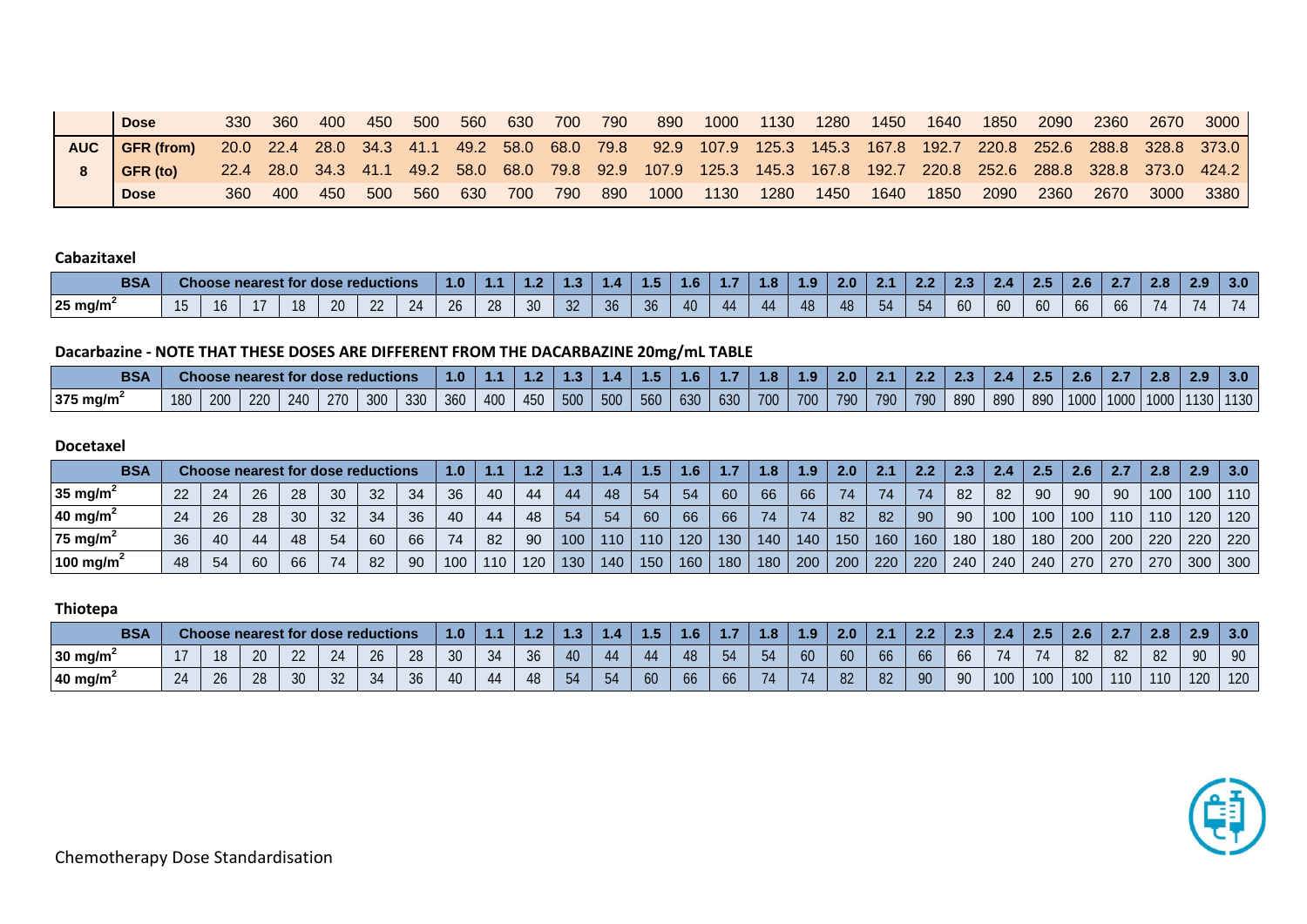| | Dose | 330 | 360 | 400 | 450 | 500 | 560 | 630 | 700 | 790 | 890 | 1000 | 1130 | 1280 | 1450 | 1640 | 1850 | 2090 | 2360 | 2670 | 3000 |
|---|---|---|---|---|---|---|---|---|---|---|---|---|---|---|---|---|---|---|---|---|---|
| AUC | GFR (from) | 20.0 | 22.4 | 28.0 | 34.3 | 41.1 | 49.2 | 58.0 | 68.0 | 79.8 | 92.9 | 107.9 | 125.3 | 145.3 | 167.8 | 192.7 | 220.8 | 252.6 | 288.8 | 328.8 | 373.0 |
| 8 | GFR (to) | 22.4 | 28.0 | 34.3 | 41.1 | 49.2 | 58.0 | 68.0 | 79.8 | 92.9 | 107.9 | 125.3 | 145.3 | 167.8 | 192.7 | 220.8 | 252.6 | 288.8 | 328.8 | 373.0 | 424.2 |
| | Dose | 360 | 400 | 450 | 500 | 560 | 630 | 700 | 790 | 890 | 1000 | 1130 | 1280 | 1450 | 1640 | 1850 | 2090 | 2360 | 2670 | 3000 | 3380 |

**Cabazitaxel**

| BSA | Choose nearest for dose reductions | | | | | | | 1.0 | 1.1 | 1.2 | 1.3 | 1.4 | 1.5 | 1.6 | 1.7 | 1.8 | 1.9 | 2.0 | 2.1 | 2.2 | 2.3 | 2.4 | 2.5 | 2.6 | 2.7 | 2.8 | 2.9 | 3.0 |
|---|---|---|---|---|---|---|---|---|---|---|---|---|---|---|---|---|---|---|---|---|---|---|---|---|---|---|---|---|
| 25 mg/m² | 15 | 16 | 17 | 18 | 20 | 22 | 24 | 26 | 28 | 30 | 32 | 36 | 36 | 40 | 44 | 44 | 48 | 48 | 54 | 54 | 60 | 60 | 60 | 66 | 66 | 74 | 74 | 74 |

**Dacarbazine - NOTE THAT THESE DOSES ARE DIFFERENT FROM THE DACARBAZINE 20mg/mL TABLE**

| BSA | Choose nearest for dose reductions | | | | | | | 1.0 | 1.1 | 1.2 | 1.3 | 1.4 | 1.5 | 1.6 | 1.7 | 1.8 | 1.9 | 2.0 | 2.1 | 2.2 | 2.3 | 2.4 | 2.5 | 2.6 | 2.7 | 2.8 | 2.9 | 3.0 |
|---|---|---|---|---|---|---|---|---|---|---|---|---|---|---|---|---|---|---|---|---|---|---|---|---|---|---|---|---|
| 375 mg/m² | 180 | 200 | 220 | 240 | 270 | 300 | 330 | 360 | 400 | 450 | 500 | 500 | 560 | 630 | 630 | 700 | 700 | 790 | 790 | 790 | 890 | 890 | 890 | 1000 | 1000 | 1000 | 1130 | 1130 |

**Docetaxel**

| BSA | Choose nearest for dose reductions | | | | | | | 1.0 | 1.1 | 1.2 | 1.3 | 1.4 | 1.5 | 1.6 | 1.7 | 1.8 | 1.9 | 2.0 | 2.1 | 2.2 | 2.3 | 2.4 | 2.5 | 2.6 | 2.7 | 2.8 | 2.9 | 3.0 |
|---|---|---|---|---|---|---|---|---|---|---|---|---|---|---|---|---|---|---|---|---|---|---|---|---|---|---|---|---|
| 35 mg/m² | 22 | 24 | 26 | 28 | 30 | 32 | 34 | 36 | 40 | 44 | 44 | 48 | 54 | 54 | 60 | 66 | 66 | 74 | 74 | 74 | 82 | 82 | 90 | 90 | 90 | 100 | 100 | 110 |
| 40 mg/m² | 24 | 26 | 28 | 30 | 32 | 34 | 36 | 40 | 44 | 48 | 54 | 54 | 60 | 66 | 66 | 74 | 74 | 82 | 82 | 90 | 90 | 100 | 100 | 100 | 110 | 110 | 120 | 120 |
| 75 mg/m² | 36 | 40 | 44 | 48 | 54 | 60 | 66 | 74 | 82 | 90 | 100 | 110 | 110 | 120 | 130 | 140 | 140 | 150 | 160 | 160 | 180 | 180 | 180 | 200 | 200 | 220 | 220 | 220 |
| 100 mg/m² | 48 | 54 | 60 | 66 | 74 | 82 | 90 | 100 | 110 | 120 | 130 | 140 | 150 | 160 | 180 | 180 | 200 | 200 | 220 | 220 | 240 | 240 | 240 | 270 | 270 | 270 | 300 | 300 |

**Thiotepa**

| BSA | Choose nearest for dose reductions | | | | | | | 1.0 | 1.1 | 1.2 | 1.3 | 1.4 | 1.5 | 1.6 | 1.7 | 1.8 | 1.9 | 2.0 | 2.1 | 2.2 | 2.3 | 2.4 | 2.5 | 2.6 | 2.7 | 2.8 | 2.9 | 3.0 |
|---|---|---|---|---|---|---|---|---|---|---|---|---|---|---|---|---|---|---|---|---|---|---|---|---|---|---|---|---|
| 30 mg/m² | 17 | 18 | 20 | 22 | 24 | 26 | 28 | 30 | 34 | 36 | 40 | 44 | 44 | 48 | 54 | 54 | 60 | 60 | 66 | 66 | 66 | 74 | 74 | 82 | 82 | 82 | 90 | 90 |
| 40 mg/m² | 24 | 26 | 28 | 30 | 32 | 34 | 36 | 40 | 44 | 48 | 54 | 54 | 60 | 66 | 66 | 74 | 74 | 82 | 82 | 90 | 90 | 100 | 100 | 100 | 110 | 110 | 120 | 120 |

Chemotherapy Dose Standardisation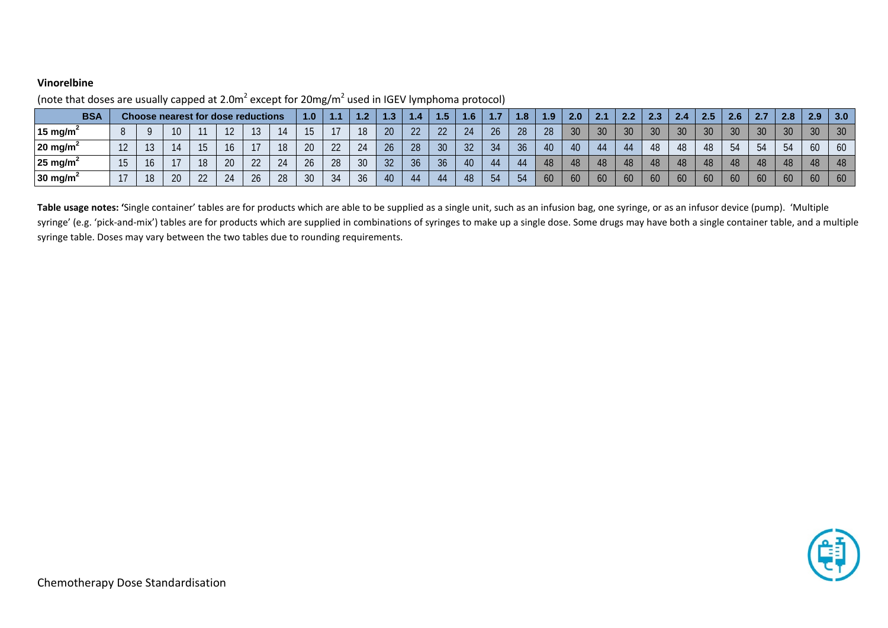**Vinorelbine**

(note that doses are usually capped at 2.0m$^2$ except for 20mg/m$^2$ used in IGEV lymphoma protocol)

| BSA | Choose nearest for dose reductions | | | | | | | 1.0 | 1.1 | 1.2 | 1.3 | 1.4 | 1.5 | 1.6 | 1.7 | 1.8 | 1.9 | 2.0 | 2.1 | 2.2 | 2.3 | 2.4 | 2.5 | 2.6 | 2.7 | 2.8 | 2.9 | 3.0 |
|---|---|---|---|---|---|---|---|---|---|---|---|---|---|---|---|---|---|---|---|---|---|---|---|---|---|---|---|---|
| 15 mg/m$^2$ | 8 | 9 | 10 | 11 | 12 | 13 | 14 | 15 | 17 | 18 | 20 | 22 | 22 | 24 | 26 | 28 | 28 | 30 | 30 | 30 | 30 | 30 | 30 | 30 | 30 | 30 | 30 | 30 |
| 20 mg/m$^2$ | 12 | 13 | 14 | 15 | 16 | 17 | 18 | 20 | 22 | 24 | 26 | 28 | 30 | 32 | 34 | 36 | 40 | 40 | 44 | 44 | 48 | 48 | 48 | 54 | 54 | 54 | 60 | 60 |
| 25 mg/m$^2$ | 15 | 16 | 17 | 18 | 20 | 22 | 24 | 26 | 28 | 30 | 32 | 36 | 36 | 40 | 44 | 44 | 48 | 48 | 48 | 48 | 48 | 48 | 48 | 48 | 48 | 48 | 48 | 48 |
| 30 mg/m$^2$ | 17 | 18 | 20 | 22 | 24 | 26 | 28 | 30 | 34 | 36 | 40 | 44 | 44 | 48 | 54 | 54 | 60 | 60 | 60 | 60 | 60 | 60 | 60 | 60 | 60 | 60 | 60 | 60 |

**Table usage notes:** 'Single container' tables are for products which are able to be supplied as a single unit, such as an infusion bag, one syringe, or as an infusor device (pump). 'Multiple syringe' (e.g. 'pick-and-mix') tables are for products which are supplied in combinations of syringes to make up a single dose. Some drugs may have both a single container table, and a multiple syringe table. Doses may vary between the two tables due to rounding requirements.